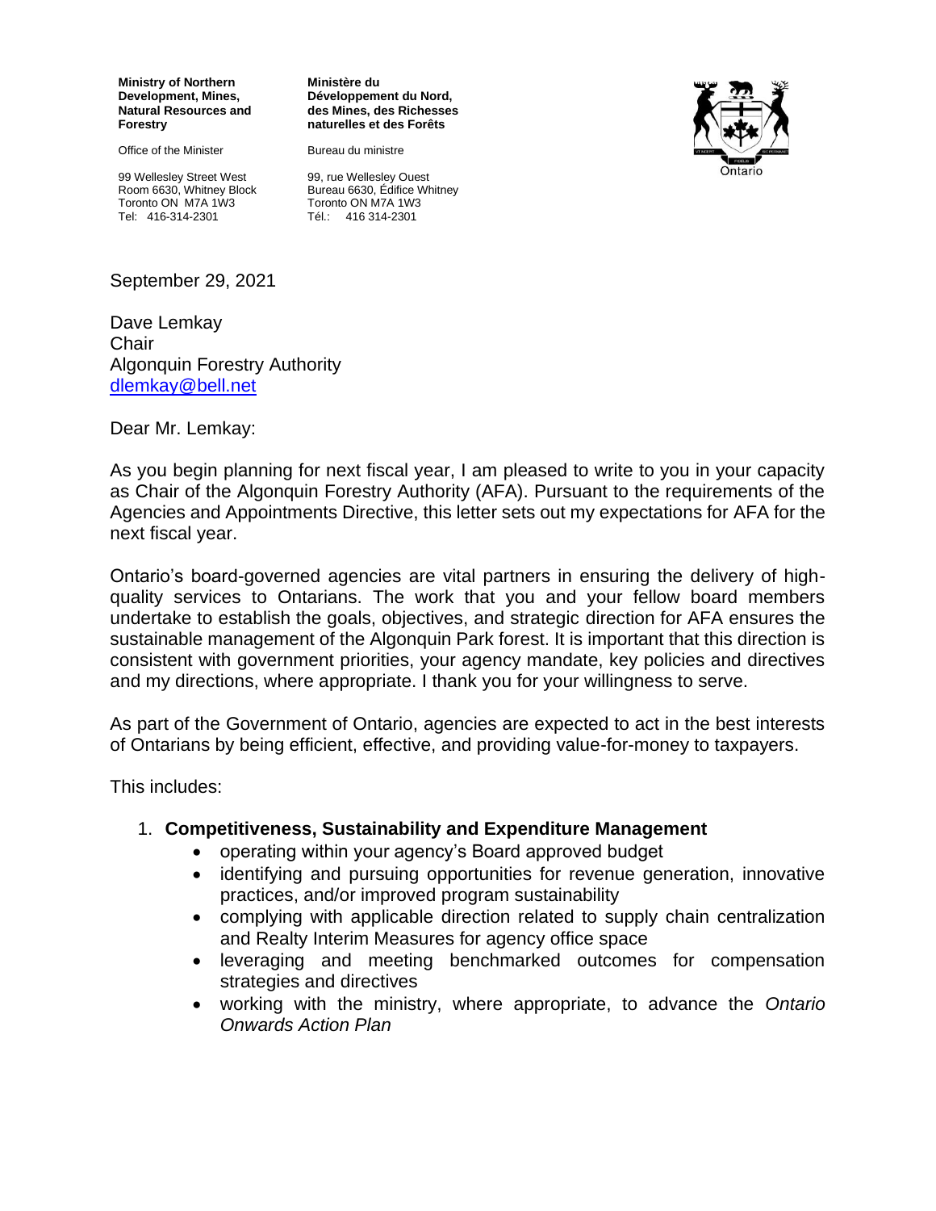**Ministry of Northern Development, Mines, Natural Resources and Forestry**

Office of the Minister

99 Wellesley Street West
Room 6630, Whitney Block
Toronto ON M7A 1W3
Tel: 416-314-2301

**Ministère du Développement du Nord, des Mines, des Richesses naturelles et des Forêts**

Bureau du ministre

99, rue Wellesley Ouest
Bureau 6630, Édifice Whitney
Toronto ON M7A 1W3
Tél.: 416 314-2301

September 29, 2021

Dave Lemkay
Chair
Algonquin Forestry Authority
dlemkay@bell.net

Dear Mr. Lemkay:

As you begin planning for next fiscal year, I am pleased to write to you in your capacity as Chair of the Algonquin Forestry Authority (AFA). Pursuant to the requirements of the Agencies and Appointments Directive, this letter sets out my expectations for AFA for the next fiscal year.

Ontario's board-governed agencies are vital partners in ensuring the delivery of high-quality services to Ontarians. The work that you and your fellow board members undertake to establish the goals, objectives, and strategic direction for AFA ensures the sustainable management of the Algonquin Park forest. It is important that this direction is consistent with government priorities, your agency mandate, key policies and directives and my directions, where appropriate. I thank you for your willingness to serve.

As part of the Government of Ontario, agencies are expected to act in the best interests of Ontarians by being efficient, effective, and providing value-for-money to taxpayers.

This includes:

1. **Competitiveness, Sustainability and Expenditure Management**
   - operating within your agency's Board approved budget
   - identifying and pursuing opportunities for revenue generation, innovative practices, and/or improved program sustainability
   - complying with applicable direction related to supply chain centralization and Realty Interim Measures for agency office space
   - leveraging and meeting benchmarked outcomes for compensation strategies and directives
   - working with the ministry, where appropriate, to advance the *Ontario Onwards Action Plan*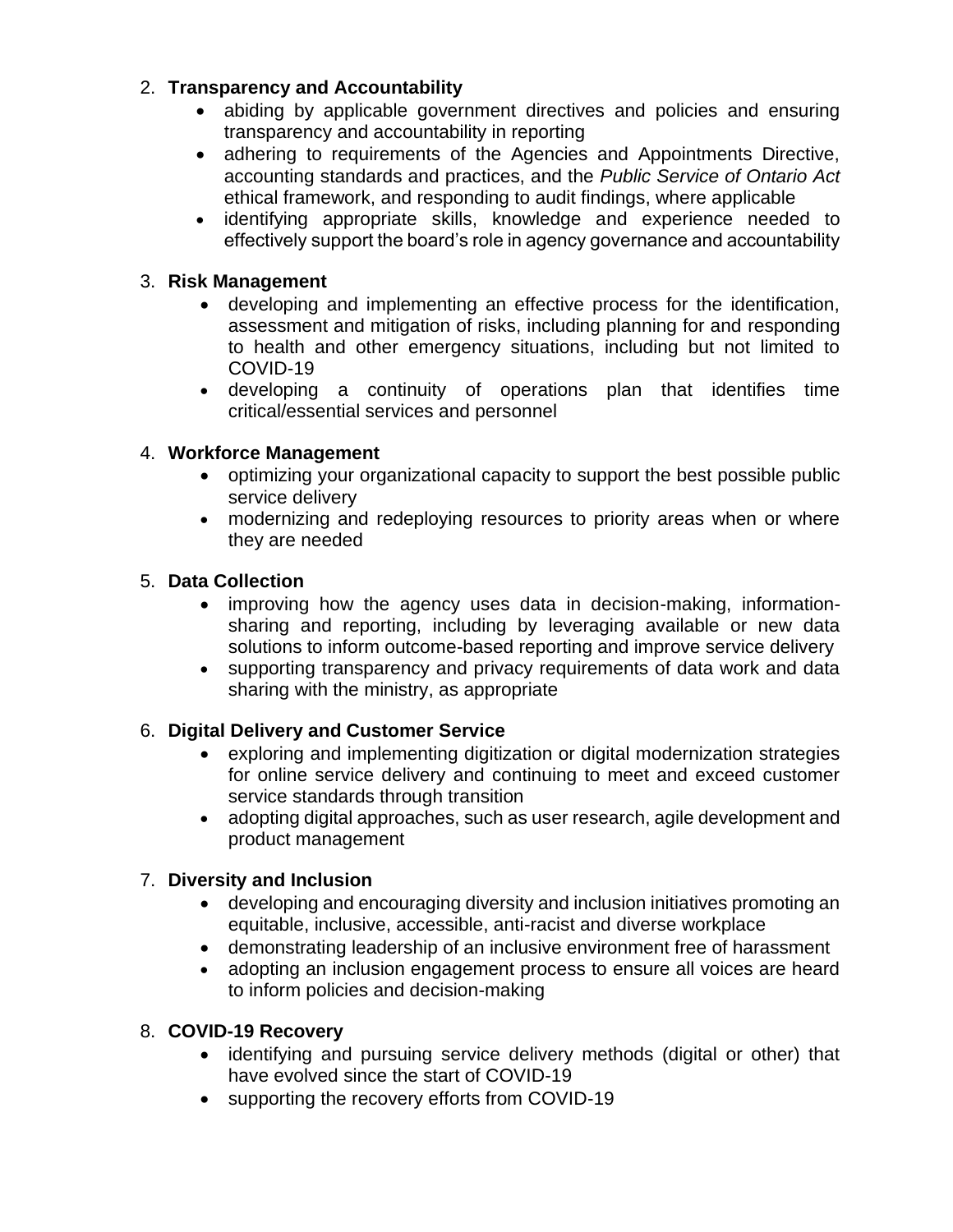2. **Transparency and Accountability**
    - abiding by applicable government directives and policies and ensuring transparency and accountability in reporting
    - adhering to requirements of the Agencies and Appointments Directive, accounting standards and practices, and the *Public Service of Ontario Act* ethical framework, and responding to audit findings, where applicable
    - identifying appropriate skills, knowledge and experience needed to effectively support the board's role in agency governance and accountability

3. **Risk Management**
    - developing and implementing an effective process for the identification, assessment and mitigation of risks, including planning for and responding to health and other emergency situations, including but not limited to COVID-19
    - developing a continuity of operations plan that identifies time critical/essential services and personnel

4. **Workforce Management**
    - optimizing your organizational capacity to support the best possible public service delivery
    - modernizing and redeploying resources to priority areas when or where they are needed

5. **Data Collection**
    - improving how the agency uses data in decision-making, information-sharing and reporting, including by leveraging available or new data solutions to inform outcome-based reporting and improve service delivery
    - supporting transparency and privacy requirements of data work and data sharing with the ministry, as appropriate

6. **Digital Delivery and Customer Service**
    - exploring and implementing digitization or digital modernization strategies for online service delivery and continuing to meet and exceed customer service standards through transition
    - adopting digital approaches, such as user research, agile development and product management

7. **Diversity and Inclusion**
    - developing and encouraging diversity and inclusion initiatives promoting an equitable, inclusive, accessible, anti-racist and diverse workplace
    - demonstrating leadership of an inclusive environment free of harassment
    - adopting an inclusion engagement process to ensure all voices are heard to inform policies and decision-making

8. **COVID-19 Recovery**
    - identifying and pursuing service delivery methods (digital or other) that have evolved since the start of COVID-19
    - supporting the recovery efforts from COVID-19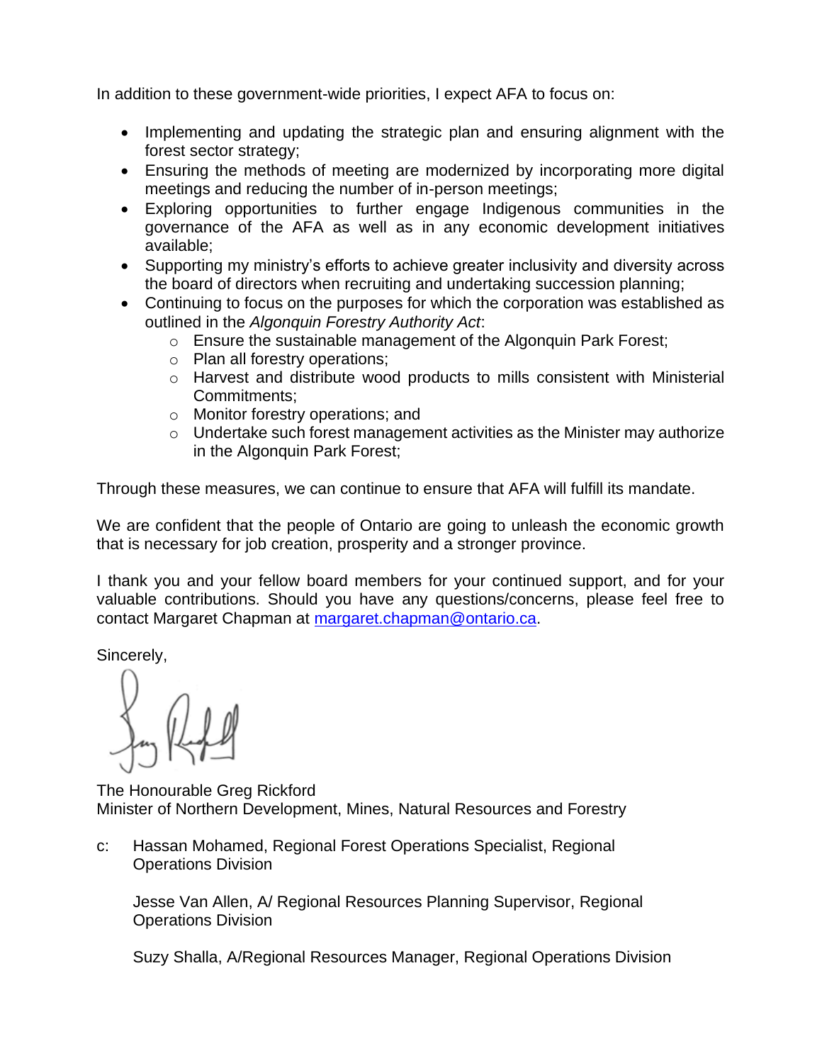In addition to these government-wide priorities, I expect AFA to focus on:

- Implementing and updating the strategic plan and ensuring alignment with the forest sector strategy;
- Ensuring the methods of meeting are modernized by incorporating more digital meetings and reducing the number of in-person meetings;
- Exploring opportunities to further engage Indigenous communities in the governance of the AFA as well as in any economic development initiatives available;
- Supporting my ministry's efforts to achieve greater inclusivity and diversity across the board of directors when recruiting and undertaking succession planning;
- Continuing to focus on the purposes for which the corporation was established as outlined in the *Algonquin Forestry Authority Act*:
  - Ensure the sustainable management of the Algonquin Park Forest;
  - Plan all forestry operations;
  - Harvest and distribute wood products to mills consistent with Ministerial Commitments;
  - Monitor forestry operations; and
  - Undertake such forest management activities as the Minister may authorize in the Algonquin Park Forest;

Through these measures, we can continue to ensure that AFA will fulfill its mandate.

We are confident that the people of Ontario are going to unleash the economic growth that is necessary for job creation, prosperity and a stronger province.

I thank you and your fellow board members for your continued support, and for your valuable contributions. Should you have any questions/concerns, please feel free to contact Margaret Chapman at margaret.chapman@ontario.ca.

Sincerely,

The Honourable Greg Rickford
Minister of Northern Development, Mines, Natural Resources and Forestry

c: Hassan Mohamed, Regional Forest Operations Specialist, Regional Operations Division

Jesse Van Allen, A/ Regional Resources Planning Supervisor, Regional Operations Division

Suzy Shalla, A/Regional Resources Manager, Regional Operations Division